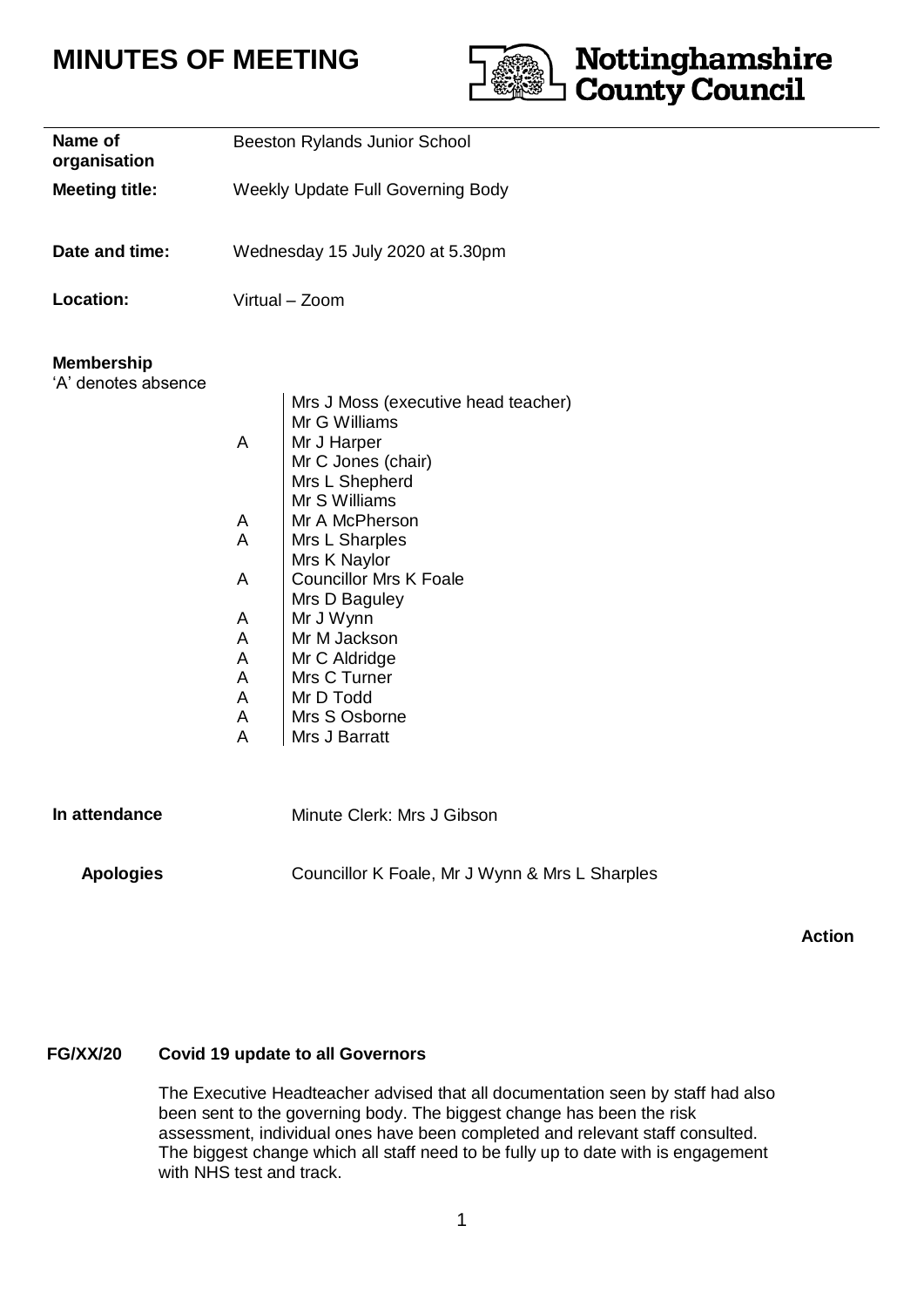# MINUTES OF MEETING

**Nottinghamshire County Council**

| | |
|---|---|
| **Name of organisation** | Beeston Rylands Junior School |
| **Meeting title:** | Weekly Update Full Governing Body |
| **Date and time:** | Wednesday 15 July 2020 at 5.30pm |
| **Location:** | Virtual – Zoom |

**Membership**
'A' denotes absence

| | |
|---|---|
| | Mrs J Moss (executive head teacher) |
| | Mr G Williams |
| A | Mr J Harper |
| | Mr C Jones (chair) |
| | Mrs L Shepherd |
| | Mr S Williams |
| A | Mr A McPherson |
| A | Mrs L Sharples |
| | Mrs K Naylor |
| A | Councillor Mrs K Foale |
| | Mrs D Baguley |
| A | Mr J Wynn |
| A | Mr M Jackson |
| A | Mr C Aldridge |
| A | Mrs C Turner |
| A | Mr D Todd |
| A | Mrs S Osborne |
| A | Mrs J Barratt |

**In attendance** Minute Clerk: Mrs J Gibson

**Apologies** Councillor K Foale, Mr J Wynn & Mrs L Sharples

**Action**

**FG/XX/20 Covid 19 update to all Governors**

The Executive Headteacher advised that all documentation seen by staff had also been sent to the governing body. The biggest change has been the risk assessment, individual ones have been completed and relevant staff consulted. The biggest change which all staff need to be fully up to date with is engagement with NHS test and track.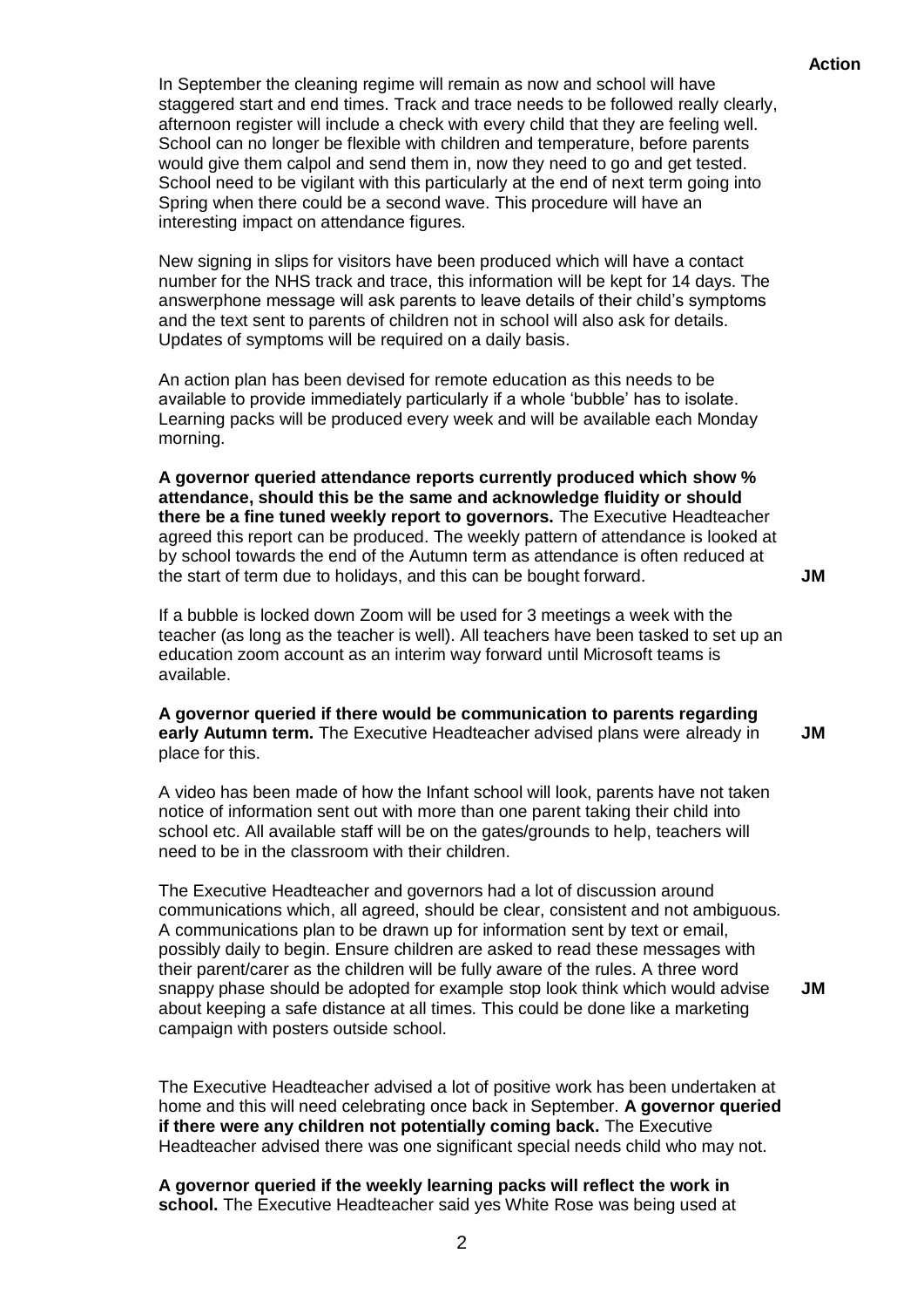**Action**

In September the cleaning regime will remain as now and school will have staggered start and end times. Track and trace needs to be followed really clearly, afternoon register will include a check with every child that they are feeling well. School can no longer be flexible with children and temperature, before parents would give them calpol and send them in, now they need to go and get tested. School need to be vigilant with this particularly at the end of next term going into Spring when there could be a second wave. This procedure will have an interesting impact on attendance figures.

New signing in slips for visitors have been produced which will have a contact number for the NHS track and trace, this information will be kept for 14 days. The answerphone message will ask parents to leave details of their child's symptoms and the text sent to parents of children not in school will also ask for details. Updates of symptoms will be required on a daily basis.

An action plan has been devised for remote education as this needs to be available to provide immediately particularly if a whole 'bubble' has to isolate. Learning packs will be produced every week and will be available each Monday morning.

**A governor queried attendance reports currently produced which show % attendance, should this be the same and acknowledge fluidity or should there be a fine tuned weekly report to governors.** The Executive Headteacher agreed this report can be produced. The weekly pattern of attendance is looked at by school towards the end of the Autumn term as attendance is often reduced at the start of term due to holidays, and this can be bought forward. **JM**

If a bubble is locked down Zoom will be used for 3 meetings a week with the teacher (as long as the teacher is well). All teachers have been tasked to set up an education zoom account as an interim way forward until Microsoft teams is available.

**A governor queried if there would be communication to parents regarding early Autumn term.** The Executive Headteacher advised plans were already in place for this. **JM**

A video has been made of how the Infant school will look, parents have not taken notice of information sent out with more than one parent taking their child into school etc. All available staff will be on the gates/grounds to help, teachers will need to be in the classroom with their children.

The Executive Headteacher and governors had a lot of discussion around communications which, all agreed, should be clear, consistent and not ambiguous. A communications plan to be drawn up for information sent by text or email, possibly daily to begin. Ensure children are asked to read these messages with their parent/carer as the children will be fully aware of the rules. A three word snappy phase should be adopted for example stop look think which would advise about keeping a safe distance at all times. This could be done like a marketing campaign with posters outside school. **JM**

The Executive Headteacher advised a lot of positive work has been undertaken at home and this will need celebrating once back in September. **A governor queried if there were any children not potentially coming back.** The Executive Headteacher advised there was one significant special needs child who may not.

**A governor queried if the weekly learning packs will reflect the work in school.** The Executive Headteacher said yes White Rose was being used at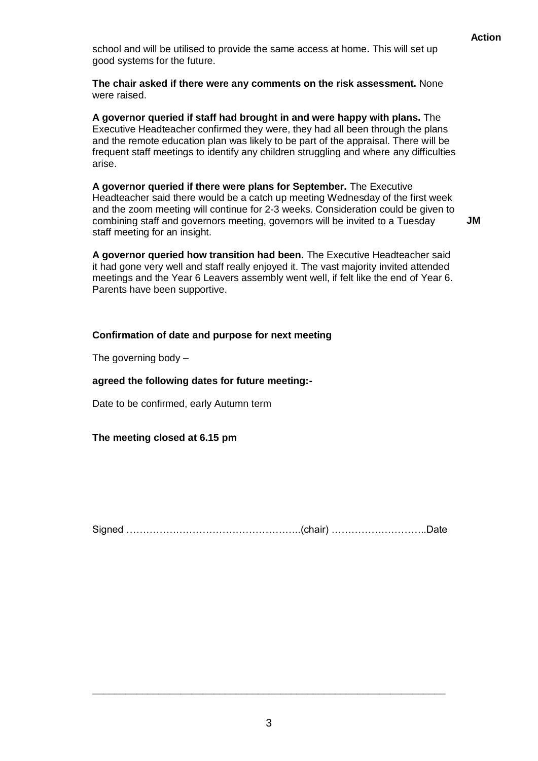**Action**

school and will be utilised to provide the same access at home**.** This will set up good systems for the future.

**The chair asked if there were any comments on the risk assessment.** None were raised.

**A governor queried if staff had brought in and were happy with plans.** The Executive Headteacher confirmed they were, they had all been through the plans and the remote education plan was likely to be part of the appraisal. There will be frequent staff meetings to identify any children struggling and where any difficulties arise.

**A governor queried if there were plans for September.** The Executive Headteacher said there would be a catch up meeting Wednesday of the first week and the zoom meeting will continue for 2-3 weeks. Consideration could be given to combining staff and governors meeting, governors will be invited to a Tuesday staff meeting for an insight. **JM**

**A governor queried how transition had been.** The Executive Headteacher said it had gone very well and staff really enjoyed it. The vast majority invited attended meetings and the Year 6 Leavers assembly went well, if felt like the end of Year 6. Parents have been supportive.

**Confirmation of date and purpose for next meeting**

The governing body –

**agreed the following dates for future meeting:-**

Date to be confirmed, early Autumn term

**The meeting closed at 6.15 pm**

Signed ……………………………………………..(chair) ………………………..Date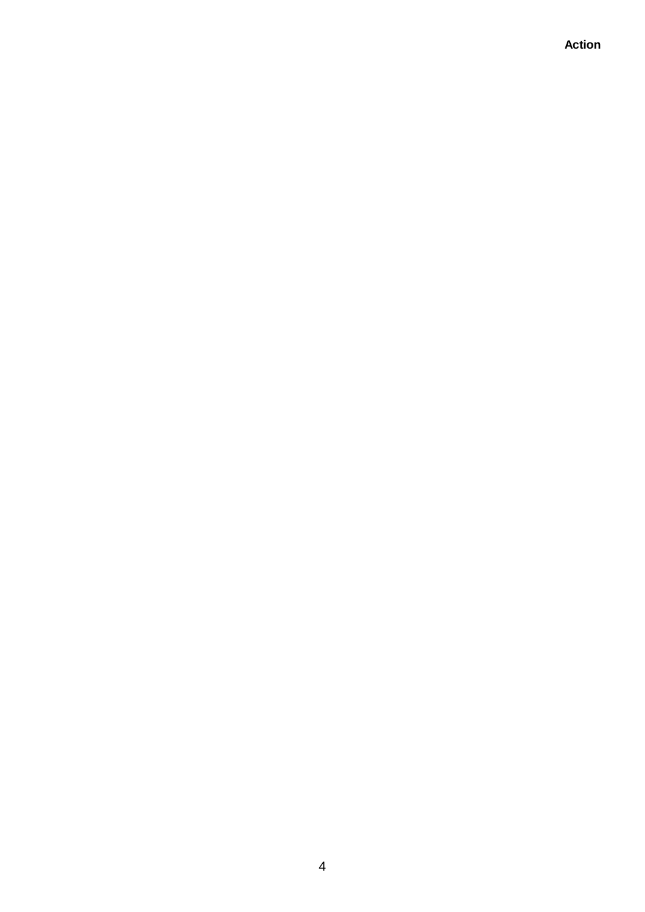**Action**